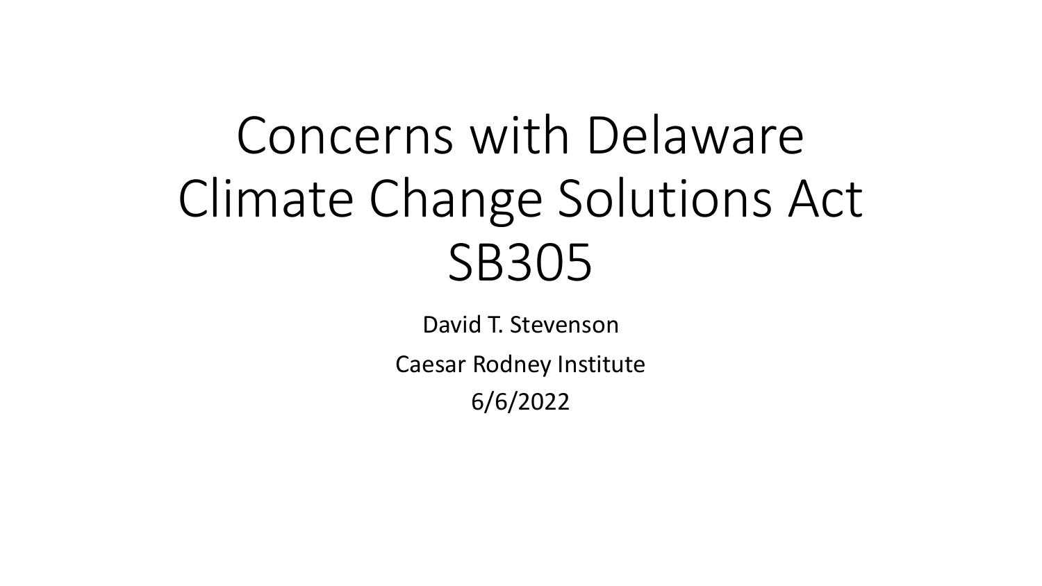# Concerns with Delaware Climate Change Solutions Act SB305

David T. Stevenson

Caesar Rodney Institute

6/6/2022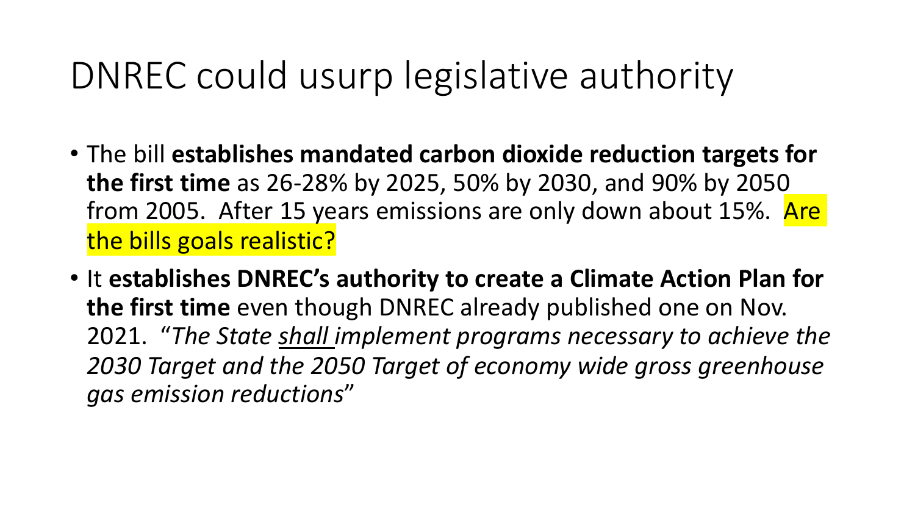# DNREC could usurp legislative authority

- The bill **establishes mandated carbon dioxide reduction targets for the first time** as 26-28% by 2025, 50% by 2030, and 90% by 2050 from 2005. After 15 years emissions are only down about 15%. Are the bills goals realistic?
- It **establishes DNREC's authority to create a Climate Action Plan for the first time** even though DNREC already published one on Nov. 2021. "*The State <u>shall</u> implement programs necessary to achieve the 2030 Target and the 2050 Target of economy wide gross greenhouse gas emission reductions*"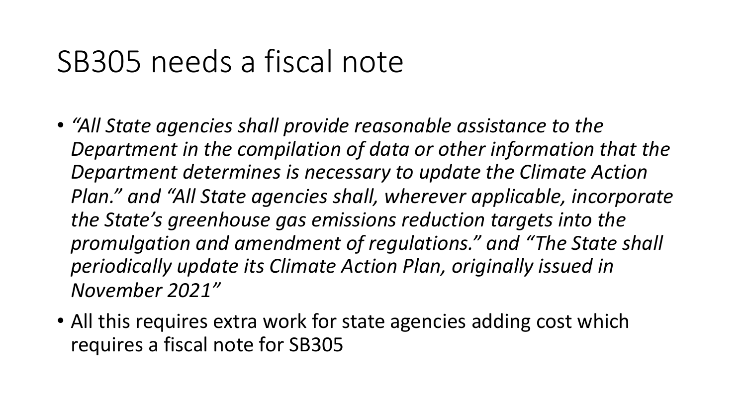# SB305 needs a fiscal note

- *"All State agencies shall provide reasonable assistance to the Department in the compilation of data or other information that the Department determines is necessary to update the Climate Action Plan." and "All State agencies shall, wherever applicable, incorporate the State's greenhouse gas emissions reduction targets into the promulgation and amendment of regulations." and "The State shall periodically update its Climate Action Plan, originally issued in November 2021"*
- All this requires extra work for state agencies adding cost which requires a fiscal note for SB305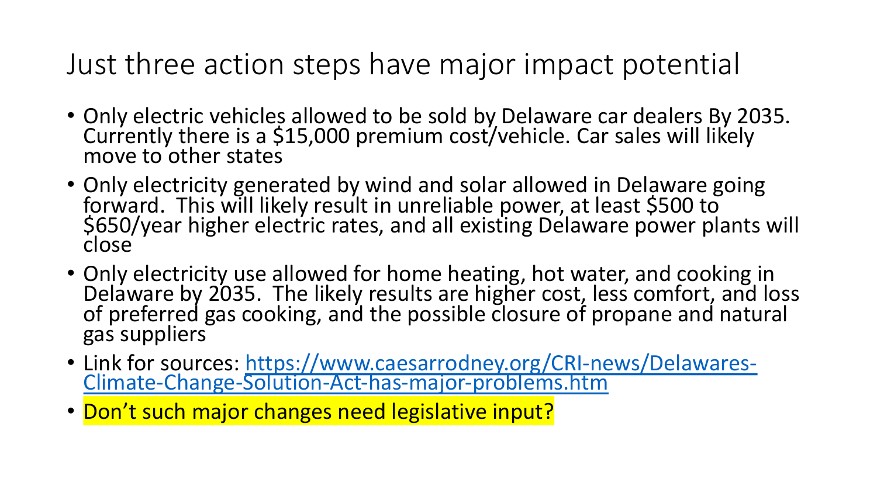# Just three action steps have major impact potential

- Only electric vehicles allowed to be sold by Delaware car dealers By 2035. Currently there is a $15,000 premium cost/vehicle. Car sales will likely move to other states
- Only electricity generated by wind and solar allowed in Delaware going forward. This will likely result in unreliable power, at least $500 to $650/year higher electric rates, and all existing Delaware power plants will close
- Only electricity use allowed for home heating, hot water, and cooking in Delaware by 2035. The likely results are higher cost, less comfort, and loss of preferred gas cooking, and the possible closure of propane and natural gas suppliers
- Link for sources: [https://www.caesarrodney.org/CRI-news/Delawares-Climate-Change-Solution-Act-has-major-problems.htm](https://www.caesarrodney.org/CRI-news/Delawares-Climate-Change-Solution-Act-has-major-problems.htm)
- Don't such major changes need legislative input?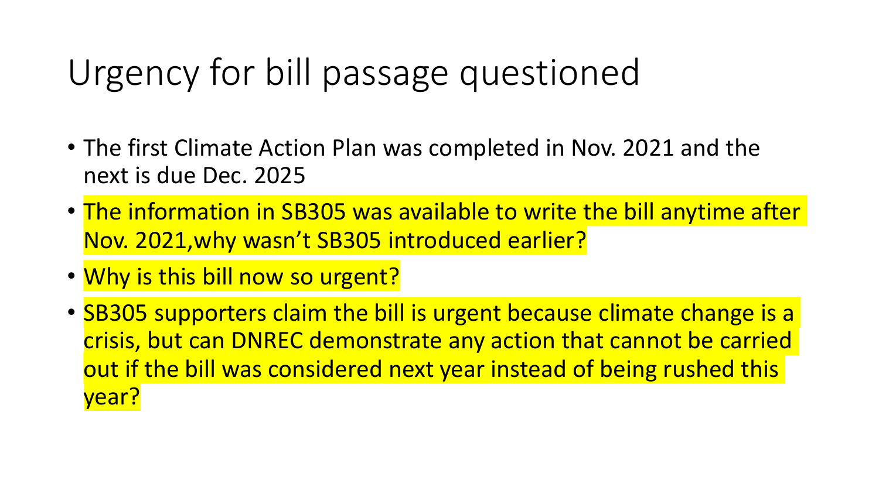# Urgency for bill passage questioned

- The first Climate Action Plan was completed in Nov. 2021 and the next is due Dec. 2025
- The information in SB305 was available to write the bill anytime after Nov. 2021,why wasn't SB305 introduced earlier?
- Why is this bill now so urgent?
- SB305 supporters claim the bill is urgent because climate change is a crisis, but can DNREC demonstrate any action that cannot be carried out if the bill was considered next year instead of being rushed this year?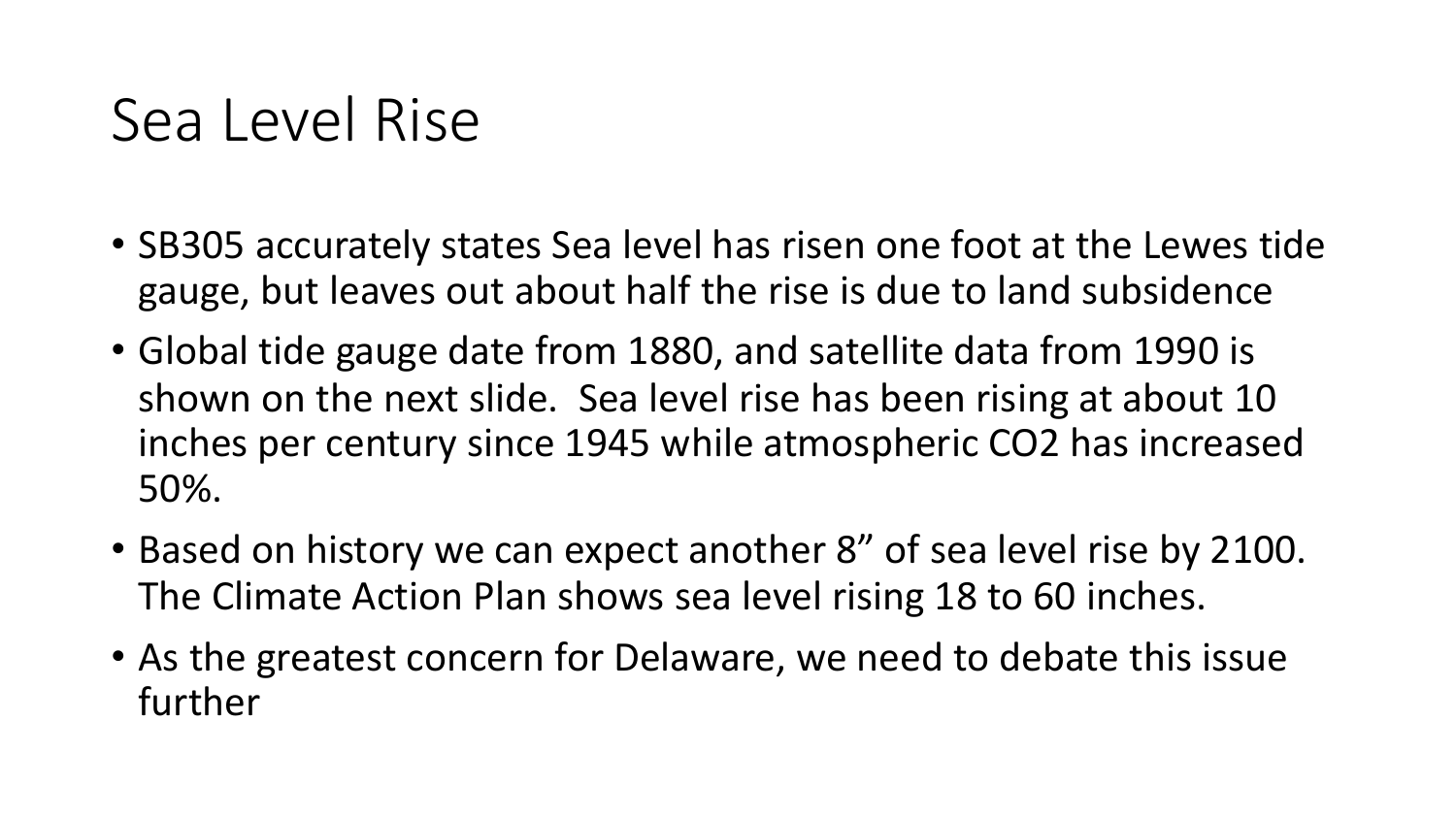# Sea Level Rise

- SB305 accurately states Sea level has risen one foot at the Lewes tide gauge, but leaves out about half the rise is due to land subsidence
- Global tide gauge date from 1880, and satellite data from 1990 is shown on the next slide. Sea level rise has been rising at about 10 inches per century since 1945 while atmospheric $CO_2$ has increased 50%.
- Based on history we can expect another 8" of sea level rise by 2100. The Climate Action Plan shows sea level rising 18 to 60 inches.
- As the greatest concern for Delaware, we need to debate this issue further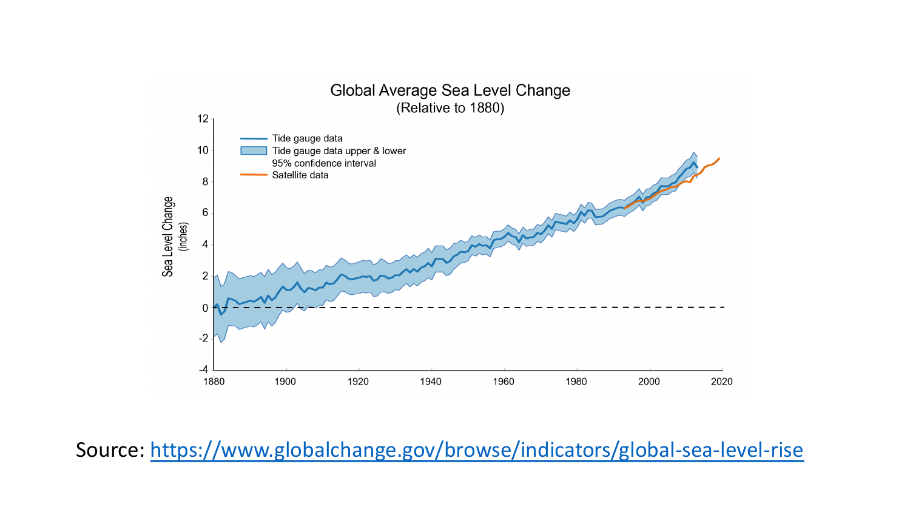Global Average Sea Level Change

(Relative to 1880)

12

10

8

6

4

2

0

-2

-4

Sea Level Change (inches)

Tide gauge data

Tide gauge data upper & lower 95% confidence interval

Satellite data

1880 1900 1920 1940 1960 1980 2000 2020

Source: [https://www.globalchange.gov/browse/indicators/global-sea-level-rise](https://www.globalchange.gov/browse/indicators/global-sea-level-rise)